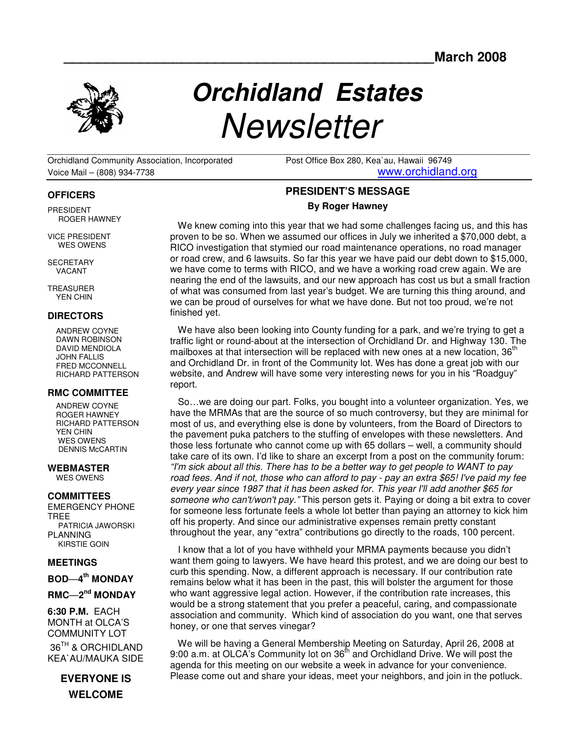March 2008

# Orchidland Estates Newsletter

Orchidland Community Association, Incorporated
Voice Mail – (808) 934-7738

Post Office Box 280, Kea`au, Hawaii 96749
www.orchidland.org

## PRESIDENT'S MESSAGE

**By Roger Hawney**

We knew coming into this year that we had some challenges facing us, and this has proven to be so. When we assumed our offices in July we inherited a $70,000 debt, a RICO investigation that stymied our road maintenance operations, no road manager or road crew, and 6 lawsuits. So far this year we have paid our debt down to $15,000, we have come to terms with RICO, and we have a working road crew again. We are nearing the end of the lawsuits, and our new approach has cost us but a small fraction of what was consumed from last year's budget. We are turning this thing around, and we can be proud of ourselves for what we have done. But not too proud, we're not finished yet.

We have also been looking into County funding for a park, and we're trying to get a traffic light or round-about at the intersection of Orchidland Dr. and Highway 130. The mailboxes at that intersection will be replaced with new ones at a new location, 36th and Orchidland Dr. in front of the Community lot. Wes has done a great job with our website, and Andrew will have some very interesting news for you in his "Roadguy" report.

So…we are doing our part. Folks, you bought into a volunteer organization. Yes, we have the MRMAs that are the source of so much controversy, but they are minimal for most of us, and everything else is done by volunteers, from the Board of Directors to the pavement puka patchers to the stuffing of envelopes with these newsletters. And those less fortunate who cannot come up with 65 dollars – well, a community should take care of its own. I'd like to share an excerpt from a post on the community forum: *"I'm sick about all this. There has to be a better way to get people to WANT to pay road fees. And if not, those who can afford to pay - pay an extra $65! I've paid my fee every year since 1987 that it has been asked for. This year I'll add another $65 for someone who can't/won't pay."* This person gets it. Paying or doing a bit extra to cover for someone less fortunate feels a whole lot better than paying an attorney to kick him off his property. And since our administrative expenses remain pretty constant throughout the year, any "extra" contributions go directly to the roads, 100 percent.

I know that a lot of you have withheld your MRMA payments because you didn't want them going to lawyers. We have heard this protest, and we are doing our best to curb this spending. Now, a different approach is necessary. If our contribution rate remains below what it has been in the past, this will bolster the argument for those who want aggressive legal action. However, if the contribution rate increases, this would be a strong statement that you prefer a peaceful, caring, and compassionate association and community. Which kind of association do you want, one that serves honey, or one that serves vinegar?

We will be having a General Membership Meeting on Saturday, April 26, 2008 at 9:00 a.m. at OLCA's Community lot on 36th and Orchidland Drive. We will post the agenda for this meeting on our website a week in advance for your convenience. Please come out and share your ideas, meet your neighbors, and join in the potluck.

### OFFICERS

PRESIDENT
ROGER HAWNEY

VICE PRESIDENT
WES OWENS

SECRETARY
VACANT

TREASURER
YEN CHIN

### DIRECTORS

ANDREW COYNE
DAWN ROBINSON
DAVID MENDIOLA
JOHN FALLIS
FRED MCCONNELL
RICHARD PATTERSON

### RMC COMMITTEE

ANDREW COYNE
ROGER HAWNEY
RICHARD PATTERSON
YEN CHIN
WES OWENS
DENNIS McCARTIN

### WEBMASTER

WES OWENS

### COMMITTEES

EMERGENCY PHONE TREE
PATRICIA JAWORSKI

PLANNING
KIRSTIE GOIN

### MEETINGS

**BOD—4th MONDAY**

**RMC—2nd MONDAY**

**6:30 P.M.** EACH MONTH at OLCA'S COMMUNITY LOT 36TH & ORCHIDLAND KEA`AU/MAUKA SIDE

**EVERYONE IS WELCOME**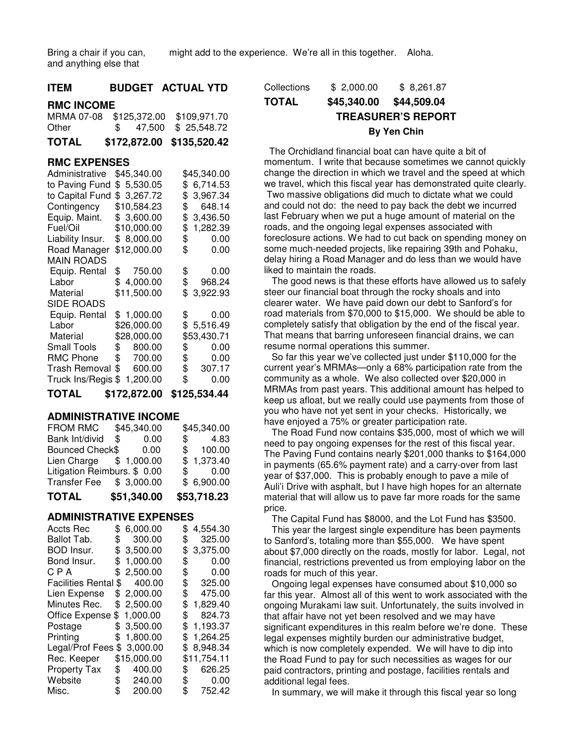Bring a chair if you can, and anything else that might add to the experience. We're all in this together. Aloha.

| ITEM | BUDGET | ACTUAL YTD |
|---|---|---|
| **RMC INCOME** | | |
| MRMA 07-08 | $125,372.00 | $109,971.70 |
| Other | $ 47,500 | $ 25,548.72 |
| **TOTAL** | **$172,872.00** | **$135,520.42** |
| **RMC EXPENSES** | | |
| Administrative | $45,340.00 | $45,340.00 |
| to Paving Fund | $ 5,530.05 | $ 6,714.53 |
| to Capital Fund | $ 3,267.72 | $ 3,967.34 |
| Contingency | $10,584.23 | $ 648.14 |
| Equip. Maint. | $ 3,600.00 | $ 3,436.50 |
| Fuel/Oil | $10,000.00 | $ 1,282.39 |
| Liability Insur. | $ 8,000.00 | $ 0.00 |
| Road Manager | $12,000.00 | $ 0.00 |
| MAIN ROADS | | |
| Equip. Rental | $ 750.00 | $ 0.00 |
| Labor | $ 4,000.00 | $ 968.24 |
| Material | $11,500.00 | $ 3,922.93 |
| SIDE ROADS | | |
| Equip. Rental | $ 1,000.00 | $ 0.00 |
| Labor | $26,000.00 | $ 5,516.49 |
| Material | $28,000.00 | $53,430.71 |
| Small Tools | $ 800.00 | $ 0.00 |
| RMC Phone | $ 700.00 | $ 0.00 |
| Trash Removal | $ 600.00 | $ 307.17 |
| Truck Ins/Regis | $ 1,200.00 | $ 0.00 |
| **TOTAL** | **$172,872.00** | **$125,534.44** |
| **ADMINISTRATIVE INCOME** | | |
| FROM RMC | $45,340.00 | $45,340.00 |
| Bank Int/divid | $ 0.00 | $ 4.83 |
| Bounced Check | $ 0.00 | $ 100.00 |
| Lien Charge | $ 1,000.00 | $ 1,373.40 |
| Litigation Reimburs. | $ 0.00 | $ 0.00 |
| Transfer Fee | $ 3,000.00 | $ 6,900.00 |
| **TOTAL** | **$51,340.00** | **$53,718.23** |
| **ADMINISTRATIVE EXPENSES** | | |
| Accts Rec | $ 6,000.00 | $ 4,554.30 |
| Ballot Tab. | $ 300.00 | $ 325.00 |
| BOD Insur. | $ 3,500.00 | $ 3,375.00 |
| Bond Insur. | $ 1,000.00 | $ 0.00 |
| C P A | $ 2,500.00 | $ 0.00 |
| Facilities Rental | $ 400.00 | $ 325.00 |
| Lien Expense | $ 2,000.00 | $ 475.00 |
| Minutes Rec. | $ 2,500.00 | $ 1,829.40 |
| Office Expense | $ 1,000.00 | $ 824.73 |
| Postage | $ 3,500.00 | $ 1,193.37 |
| Printing | $ 1,800.00 | $ 1,264.25 |
| Legal/Prof Fees | $ 3,000.00 | $ 8,948.34 |
| Rec. Keeper | $15,000.00 | $11,754.11 |
| Property Tax | $ 400.00 | $ 626.25 |
| Website | $ 240.00 | $ 0.00 |
| Misc. | $ 200.00 | $ 752.42 |
| Collections | $ 2,000.00 | $ 8,261.87 |
| **TOTAL** | **$45,340.00** | **$44,509.04** |

## TREASURER'S REPORT

**By Yen Chin**

The Orchidland financial boat can have quite a bit of momentum. I write that because sometimes we cannot quickly change the direction in which we travel and the speed at which we travel, which this fiscal year has demonstrated quite clearly. Two massive obligations did much to dictate what we could and could not do: the need to pay back the debt we incurred last February when we put a huge amount of material on the roads, and the ongoing legal expenses associated with foreclosure actions. We had to cut back on spending money on some much-needed projects, like repairing 39th and Pohaku, delay hiring a Road Manager and do less than we would have liked to maintain the roads.

The good news is that these efforts have allowed us to safely steer our financial boat through the rocky shoals and into clearer water. We have paid down our debt to Sanford's for road materials from $70,000 to $15,000. We should be able to completely satisfy that obligation by the end of the fiscal year. That means that barring unforeseen financial drains, we can resume normal operations this summer.

So far this year we've collected just under $110,000 for the current year's MRMAs—only a 68% participation rate from the community as a whole. We also collected over $20,000 in MRMAs from past years. This additional amount has helped to keep us afloat, but we really could use payments from those of you who have not yet sent in your checks. Historically, we have enjoyed a 75% or greater participation rate.

The Road Fund now contains $35,000, most of which we will need to pay ongoing expenses for the rest of this fiscal year. The Paving Fund contains nearly $201,000 thanks to $164,000 in payments (65.6% payment rate) and a carry-over from last year of $37,000. This is probably enough to pave a mile of Auli'i Drive with asphalt, but I have high hopes for an alternate material that will allow us to pave far more roads for the same price.

The Capital Fund has $8000, and the Lot Fund has $3500.

This year the largest single expenditure has been payments to Sanford's, totaling more than $55,000. We have spent about $7,000 directly on the roads, mostly for labor. Legal, not financial, restrictions prevented us from employing labor on the roads for much of this year.

Ongoing legal expenses have consumed about $10,000 so far this year. Almost all of this went to work associated with the ongoing Murakami law suit. Unfortunately, the suits involved in that affair have not yet been resolved and we may have significant expenditures in this realm before we're done. These legal expenses mightily burden our administrative budget, which is now completely expended. We will have to dip into the Road Fund to pay for such necessities as wages for our paid contractors, printing and postage, facilities rentals and additional legal fees.

In summary, we will make it through this fiscal year so long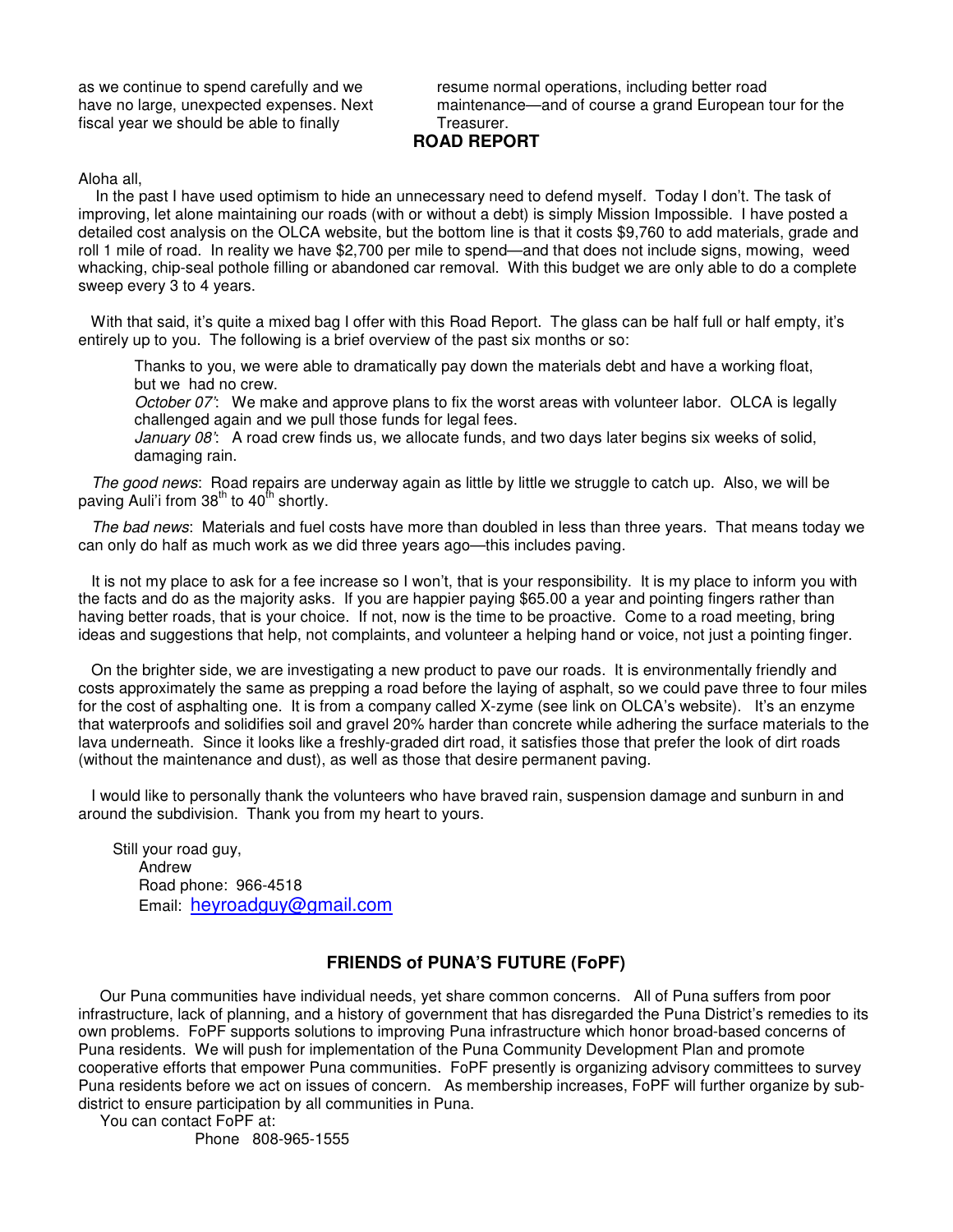as we continue to spend carefully and we have no large, unexpected expenses. Next fiscal year we should be able to finally resume normal operations, including better road maintenance—and of course a grand European tour for the Treasurer.

## ROAD REPORT

Aloha all,

In the past I have used optimism to hide an unnecessary need to defend myself. Today I don't. The task of improving, let alone maintaining our roads (with or without a debt) is simply Mission Impossible. I have posted a detailed cost analysis on the OLCA website, but the bottom line is that it costs $9,760 to add materials, grade and roll 1 mile of road. In reality we have $2,700 per mile to spend—and that does not include signs, mowing, weed whacking, chip-seal pothole filling or abandoned car removal. With this budget we are only able to do a complete sweep every 3 to 4 years.

With that said, it's quite a mixed bag I offer with this Road Report. The glass can be half full or half empty, it's entirely up to you. The following is a brief overview of the past six months or so:

> Thanks to you, we were able to dramatically pay down the materials debt and have a working float, but we had no crew.
>
> *October 07'*: We make and approve plans to fix the worst areas with volunteer labor. OLCA is legally challenged again and we pull those funds for legal fees.
>
> *January 08'*: A road crew finds us, we allocate funds, and two days later begins six weeks of solid, damaging rain.

*The good news*: Road repairs are underway again as little by little we struggle to catch up. Also, we will be paving Auli'i from 38th to 40th shortly.

*The bad news*: Materials and fuel costs have more than doubled in less than three years. That means today we can only do half as much work as we did three years ago—this includes paving.

It is not my place to ask for a fee increase so I won't, that is your responsibility. It is my place to inform you with the facts and do as the majority asks. If you are happier paying $65.00 a year and pointing fingers rather than having better roads, that is your choice. If not, now is the time to be proactive. Come to a road meeting, bring ideas and suggestions that help, not complaints, and volunteer a helping hand or voice, not just a pointing finger.

On the brighter side, we are investigating a new product to pave our roads. It is environmentally friendly and costs approximately the same as prepping a road before the laying of asphalt, so we could pave three to four miles for the cost of asphalting one. It is from a company called X-zyme (see link on OLCA's website). It's an enzyme that waterproofs and solidifies soil and gravel 20% harder than concrete while adhering the surface materials to the lava underneath. Since it looks like a freshly-graded dirt road, it satisfies those that prefer the look of dirt roads (without the maintenance and dust), as well as those that desire permanent paving.

I would like to personally thank the volunteers who have braved rain, suspension damage and sunburn in and around the subdivision. Thank you from my heart to yours.

Still your road guy,
Andrew
Road phone: 966-4518
Email: heyroadguy@gmail.com

## FRIENDS of PUNA'S FUTURE (FoPF)

Our Puna communities have individual needs, yet share common concerns. All of Puna suffers from poor infrastructure, lack of planning, and a history of government that has disregarded the Puna District's remedies to its own problems. FoPF supports solutions to improving Puna infrastructure which honor broad-based concerns of Puna residents. We will push for implementation of the Puna Community Development Plan and promote cooperative efforts that empower Puna communities. FoPF presently is organizing advisory committees to survey Puna residents before we act on issues of concern. As membership increases, FoPF will further organize by sub-district to ensure participation by all communities in Puna.

You can contact FoPF at:

Phone 808-965-1555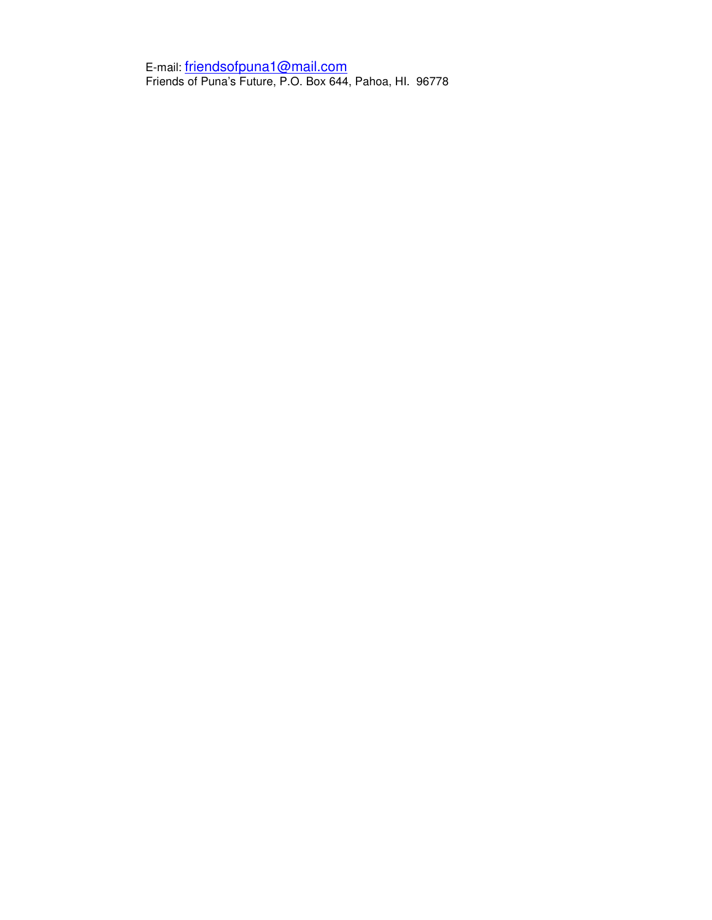E-mail: friendsofpuna1@mail.com
Friends of Puna's Future, P.O. Box 644, Pahoa, HI. 96778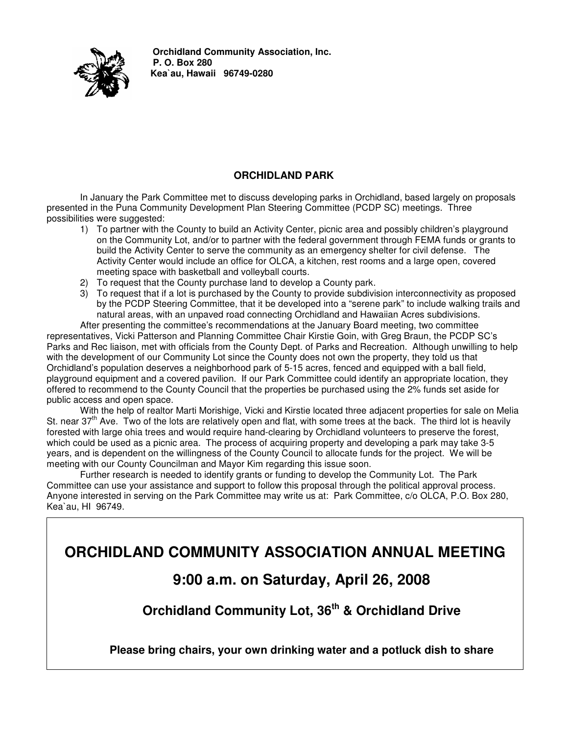**Orchidland Community Association, Inc.**
**P. O. Box 280**
**Kea`au, Hawaii 96749-0280**

## ORCHIDLAND PARK

In January the Park Committee met to discuss developing parks in Orchidland, based largely on proposals presented in the Puna Community Development Plan Steering Committee (PCDP SC) meetings. Three possibilities were suggested:

1) To partner with the County to build an Activity Center, picnic area and possibly children's playground on the Community Lot, and/or to partner with the federal government through FEMA funds or grants to build the Activity Center to serve the community as an emergency shelter for civil defense. The Activity Center would include an office for OLCA, a kitchen, rest rooms and a large open, covered meeting space with basketball and volleyball courts.
2) To request that the County purchase land to develop a County park.
3) To request that if a lot is purchased by the County to provide subdivision interconnectivity as proposed by the PCDP Steering Committee, that it be developed into a "serene park" to include walking trails and natural areas, with an unpaved road connecting Orchidland and Hawaiian Acres subdivisions.

After presenting the committee's recommendations at the January Board meeting, two committee representatives, Vicki Patterson and Planning Committee Chair Kirstie Goin, with Greg Braun, the PCDP SC's Parks and Rec liaison, met with officials from the County Dept. of Parks and Recreation. Although unwilling to help with the development of our Community Lot since the County does not own the property, they told us that Orchidland's population deserves a neighborhood park of 5-15 acres, fenced and equipped with a ball field, playground equipment and a covered pavilion. If our Park Committee could identify an appropriate location, they offered to recommend to the County Council that the properties be purchased using the 2% funds set aside for public access and open space.

With the help of realtor Marti Morishige, Vicki and Kirstie located three adjacent properties for sale on Melia St. near 37th Ave. Two of the lots are relatively open and flat, with some trees at the back. The third lot is heavily forested with large ohia trees and would require hand-clearing by Orchidland volunteers to preserve the forest, which could be used as a picnic area. The process of acquiring property and developing a park may take 3-5 years, and is dependent on the willingness of the County Council to allocate funds for the project. We will be meeting with our County Councilman and Mayor Kim regarding this issue soon.

Further research is needed to identify grants or funding to develop the Community Lot. The Park Committee can use your assistance and support to follow this proposal through the political approval process. Anyone interested in serving on the Park Committee may write us at: Park Committee, c/o OLCA, P.O. Box 280, Kea`au, HI 96749.

# ORCHIDLAND COMMUNITY ASSOCIATION ANNUAL MEETING

## 9:00 a.m. on Saturday, April 26, 2008

### Orchidland Community Lot, 36th & Orchidland Drive

**Please bring chairs, your own drinking water and a potluck dish to share**